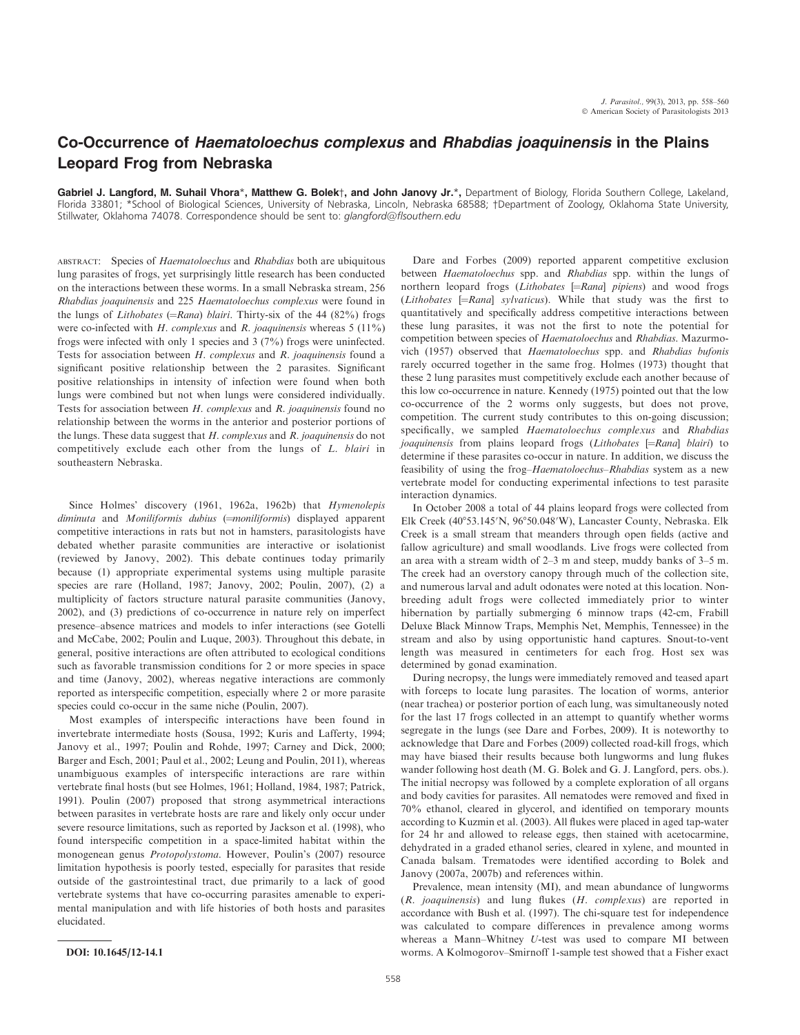# Co-Occurrence of *Haematoloechus complexus* and *Rhabdias joaquinensis* in the Plains Leopard Frog from Nebraska

**Gabriel J. Langford, M. Suhail Vhora\*, Matthew G. Bolek†, and John Janovy Jr.\***, Department of Biology, Florida Southern College, Lakeland, Florida 33801; \*School of Biological Sciences, University of Nebraska, Lincoln, Nebraska 68588; †Department of Zoology, Oklahoma State University, Stillwater, Oklahoma 74078. Correspondence should be sent to: *glangford@flsouthern.edu*

ABSTRACT: Species of *Haematoloechus* and *Rhabdias* both are ubiquitous lung parasites of frogs, yet surprisingly little research has been conducted on the interactions between these worms. In a small Nebraska stream, 256 *Rhabdias joaquinensis* and 225 *Haematoloechus complexus* were found in the lungs of *Lithobates* (=*Rana*) *blairi*. Thirty-six of the 44 (82%) frogs were co-infected with *H. complexus* and *R. joaquinensis* whereas 5 (11%) frogs were infected with only 1 species and 3 (7%) frogs were uninfected. Tests for association between *H. complexus* and *R. joaquinensis* found a significant positive relationship between the 2 parasites. Significant positive relationships in intensity of infection were found when both lungs were combined but not when lungs were considered individually. Tests for association between *H. complexus* and *R. joaquinensis* found no relationship between the worms in the anterior and posterior portions of the lungs. These data suggest that *H. complexus* and *R. joaquinensis* do not competitively exclude each other from the lungs of *L. blairi* in southeastern Nebraska.

Since Holmes' discovery (1961, 1962a, 1962b) that *Hymenolepis diminuta* and *Moniliformis dubius* (=*moniliformis*) displayed apparent competitive interactions in rats but not in hamsters, parasitologists have debated whether parasite communities are interactive or isolationist (reviewed by Janovy, 2002). This debate continues today primarily because (1) appropriate experimental systems using multiple parasite species are rare (Holland, 1987; Janovy, 2002; Poulin, 2007), (2) a multiplicity of factors structure natural parasite communities (Janovy, 2002), and (3) predictions of co-occurrence in nature rely on imperfect presence–absence matrices and models to infer interactions (see Gotelli and McCabe, 2002; Poulin and Luque, 2003). Throughout this debate, in general, positive interactions are often attributed to ecological conditions such as favorable transmission conditions for 2 or more species in space and time (Janovy, 2002), whereas negative interactions are commonly reported as interspecific competition, especially where 2 or more parasite species could co-occur in the same niche (Poulin, 2007).

Most examples of interspecific interactions have been found in invertebrate intermediate hosts (Sousa, 1992; Kuris and Lafferty, 1994; Janovy et al., 1997; Poulin and Rohde, 1997; Carney and Dick, 2000; Barger and Esch, 2001; Paul et al., 2002; Leung and Poulin, 2011), whereas unambiguous examples of interspecific interactions are rare within vertebrate final hosts (but see Holmes, 1961; Holland, 1984, 1987; Patrick, 1991). Poulin (2007) proposed that strong asymmetrical interactions between parasites in vertebrate hosts are rare and likely only occur under severe resource limitations, such as reported by Jackson et al. (1998), who found interspecific competition in a space-limited habitat within the monogenean genus *Protopolystoma*. However, Poulin's (2007) resource limitation hypothesis is poorly tested, especially for parasites that reside outside of the gastrointestinal tract, due primarily to a lack of good vertebrate systems that have co-occurring parasites amenable to experimental manipulation and with life histories of both hosts and parasites elucidated.

DOI: 10.1645/12-14.1

Dare and Forbes (2009) reported apparent competitive exclusion between *Haematoloechus* spp. and *Rhabdias* spp. within the lungs of northern leopard frogs (*Lithobates* [=*Rana*] *pipiens*) and wood frogs (*Lithobates* [=*Rana*] *sylvaticus*). While that study was the first to quantitatively and specifically address competitive interactions between these lung parasites, it was not the first to note the potential for competition between species of *Haematoloechus* and *Rhabdias*. Mazurmovich (1957) observed that *Haematoloechus* spp. and *Rhabdias bufonis* rarely occurred together in the same frog. Holmes (1973) thought that these 2 lung parasites must competitively exclude each another because of this low co-occurrence in nature. Kennedy (1975) pointed out that the low co-occurrence of the 2 worms only suggests, but does not prove, competition. The current study contributes to this on-going discussion; specifically, we sampled *Haematoloechus complexus* and *Rhabdias joaquinensis* from plains leopard frogs (*Lithobates* [=*Rana*] *blairi*) to determine if these parasites co-occur in nature. In addition, we discuss the feasibility of using the frog–*Haematoloechus*–*Rhabdias* system as a new vertebrate model for conducting experimental infections to test parasite interaction dynamics.

In October 2008 a total of 44 plains leopard frogs were collected from Elk Creek (40°53.145′N, 96°50.048′W), Lancaster County, Nebraska. Elk Creek is a small stream that meanders through open fields (active and fallow agriculture) and small woodlands. Live frogs were collected from an area with a stream width of 2–3 m and steep, muddy banks of 3–5 m. The creek had an overstory canopy through much of the collection site, and numerous larval and adult odonates were noted at this location. Nonbreeding adult frogs were collected immediately prior to winter hibernation by partially submerging 6 minnow traps (42-cm, Frabill Deluxe Black Minnow Traps, Memphis Net, Memphis, Tennessee) in the stream and also by using opportunistic hand captures. Snout-to-vent length was measured in centimeters for each frog. Host sex was determined by gonad examination.

During necropsy, the lungs were immediately removed and teased apart with forceps to locate lung parasites. The location of worms, anterior (near trachea) or posterior portion of each lung, was simultaneously noted for the last 17 frogs collected in an attempt to quantify whether worms segregate in the lungs (see Dare and Forbes, 2009). It is noteworthy to acknowledge that Dare and Forbes (2009) collected road-kill frogs, which may have biased their results because both lungworms and lung flukes wander following host death (M. G. Bolek and G. J. Langford, pers. obs.). The initial necropsy was followed by a complete exploration of all organs and body cavities for parasites. All nematodes were removed and fixed in 70% ethanol, cleared in glycerol, and identified on temporary mounts according to Kuzmin et al. (2003). All flukes were placed in aged tap-water for 24 hr and allowed to release eggs, then stained with acetocarmine, dehydrated in a graded ethanol series, cleared in xylene, and mounted in Canada balsam. Trematodes were identified according to Bolek and Janovy (2007a, 2007b) and references within.

Prevalence, mean intensity (MI), and mean abundance of lungworms (*R. joaquinensis*) and lung flukes (*H. complexus*) are reported in accordance with Bush et al. (1997). The chi-square test for independence was calculated to compare differences in prevalence among worms whereas a Mann–Whitney *U*-test was used to compare MI between worms. A Kolmogorov–Smirnoff 1-sample test showed that a Fisher exact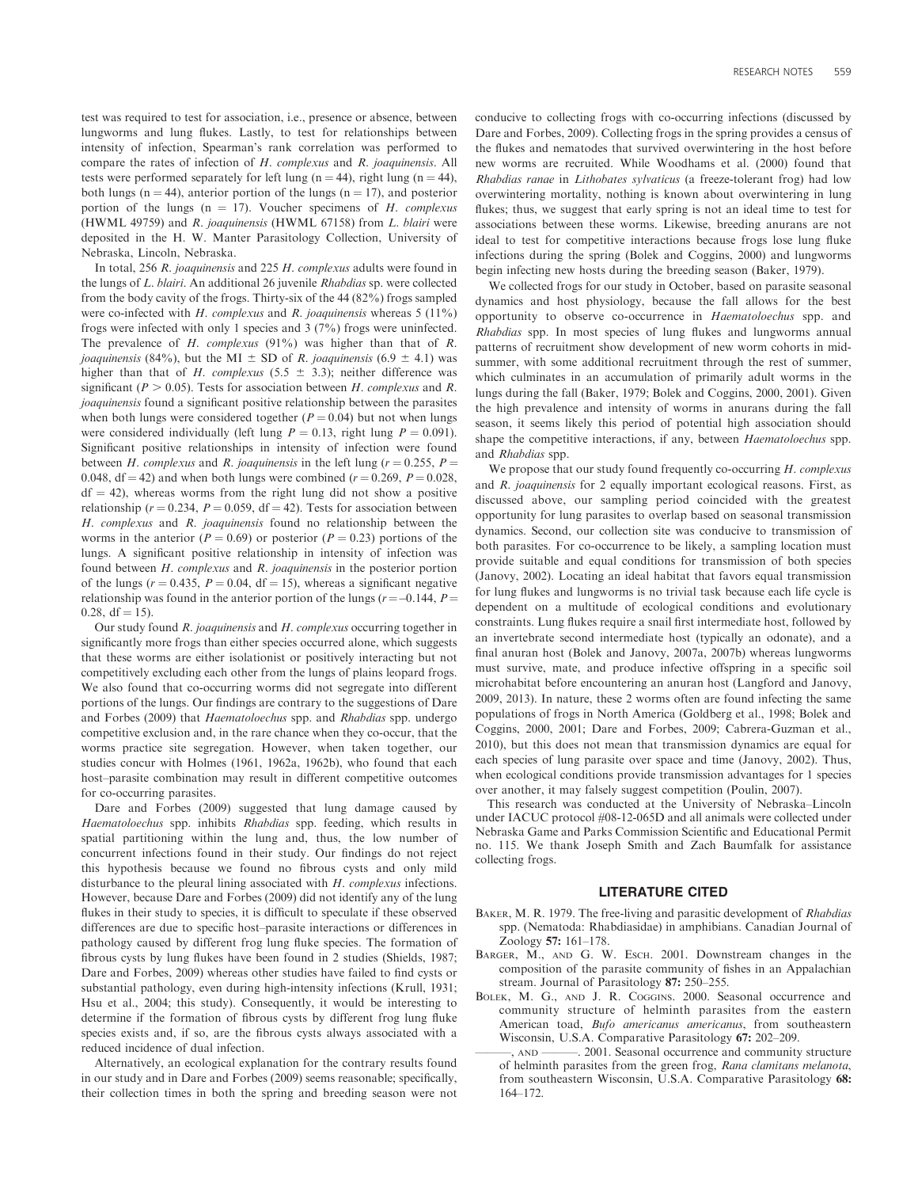test was required to test for association, i.e., presence or absence, between lungworms and lung flukes. Lastly, to test for relationships between intensity of infection, Spearman's rank correlation was performed to compare the rates of infection of *H. complexus* and *R. joaquinensis*. All tests were performed separately for left lung ($n = 44$), right lung ($n = 44$), both lungs ($n = 44$), anterior portion of the lungs ($n = 17$), and posterior portion of the lungs ($n = 17$). Voucher specimens of *H. complexus* (HWML 49759) and *R. joaquinensis* (HWML 67158) from *L. blairi* were deposited in the H. W. Manter Parasitology Collection, University of Nebraska, Lincoln, Nebraska.

In total, 256 *R. joaquinensis* and 225 *H. complexus* adults were found in the lungs of *L. blairi*. An additional 26 juvenile *Rhabdias* sp. were collected from the body cavity of the frogs. Thirty-six of the 44 (82%) frogs sampled were co-infected with *H. complexus* and *R. joaquinensis* whereas 5 (11%) frogs were infected with only 1 species and 3 (7%) frogs were uninfected. The prevalence of *H. complexus* (91%) was higher than that of *R. joaquinensis* (84%), but the MI $\pm$ SD of *R. joaquinensis* ($6.9 \pm 4.1$) was higher than that of *H. complexus* ($5.5 \pm 3.3$); neither difference was significant ($P > 0.05$). Tests for association between *H. complexus* and *R. joaquinensis* found a significant positive relationship between the parasites when both lungs were considered together ($P = 0.04$) but not when lungs were considered individually (left lung $P = 0.13$, right lung $P = 0.091$). Significant positive relationships in intensity of infection were found between *H. complexus* and *R. joaquinensis* in the left lung ($r = 0.255$, $P = 0.048$, df $= 42$) and when both lungs were combined ($r = 0.269$, $P = 0.028$, df $= 42$), whereas worms from the right lung did not show a positive relationship ($r = 0.234$, $P = 0.059$, df $= 42$). Tests for association between *H. complexus* and *R. joaquinensis* found no relationship between the worms in the anterior ($P = 0.69$) or posterior ($P = 0.23$) portions of the lungs. A significant positive relationship in intensity of infection was found between *H. complexus* and *R. joaquinensis* in the posterior portion of the lungs ($r = 0.435$, $P = 0.04$, df $= 15$), whereas a significant negative relationship was found in the anterior portion of the lungs ($r = -0.144$, $P = 0.28$, df $= 15$).

Our study found *R. joaquinensis* and *H. complexus* occurring together in significantly more frogs than either species occurred alone, which suggests that these worms are either isolationist or positively interacting but not competitively excluding each other from the lungs of plains leopard frogs. We also found that co-occurring worms did not segregate into different portions of the lungs. Our findings are contrary to the suggestions of Dare and Forbes (2009) that *Haematoloechus* spp. and *Rhabdias* spp. undergo competitive exclusion and, in the rare chance when they co-occur, that the worms practice site segregation. However, when taken together, our studies concur with Holmes (1961, 1962a, 1962b), who found that each host–parasite combination may result in different competitive outcomes for co-occurring parasites.

Dare and Forbes (2009) suggested that lung damage caused by *Haematoloechus* spp. inhibits *Rhabdias* spp. feeding, which results in spatial partitioning within the lung and, thus, the low number of concurrent infections found in their study. Our findings do not reject this hypothesis because we found no fibrous cysts and only mild disturbance to the pleural lining associated with *H. complexus* infections. However, because Dare and Forbes (2009) did not identify any of the lung flukes in their study to species, it is difficult to speculate if these observed differences are due to specific host–parasite interactions or differences in pathology caused by different frog lung fluke species. The formation of fibrous cysts by lung flukes have been found in 2 studies (Shields, 1987; Dare and Forbes, 2009) whereas other studies have failed to find cysts or substantial pathology, even during high-intensity infections (Krull, 1931; Hsu et al., 2004; this study). Consequently, it would be interesting to determine if the formation of fibrous cysts by different frog lung fluke species exists and, if so, are the fibrous cysts always associated with a reduced incidence of dual infection.

Alternatively, an ecological explanation for the contrary results found in our study and in Dare and Forbes (2009) seems reasonable; specifically, their collection times in both the spring and breeding season were not conducive to collecting frogs with co-occurring infections (discussed by Dare and Forbes, 2009). Collecting frogs in the spring provides a census of the flukes and nematodes that survived overwintering in the host before new worms are recruited. While Woodhams et al. (2000) found that *Rhabdias ranae* in *Lithobates sylvaticus* (a freeze-tolerant frog) had low overwintering mortality, nothing is known about overwintering in lung flukes; thus, we suggest that early spring is not an ideal time to test for associations between these worms. Likewise, breeding anurans are not ideal to test for competitive interactions because frogs lose lung fluke infections during the spring (Bolek and Coggins, 2000) and lungworms begin infecting new hosts during the breeding season (Baker, 1979).

We collected frogs for our study in October, based on parasite seasonal dynamics and host physiology, because the fall allows for the best opportunity to observe co-occurrence in *Haematoloechus* spp. and *Rhabdias* spp. In most species of lung flukes and lungworms annual patterns of recruitment show development of new worm cohorts in mid-summer, with some additional recruitment through the rest of summer, which culminates in an accumulation of primarily adult worms in the lungs during the fall (Baker, 1979; Bolek and Coggins, 2000, 2001). Given the high prevalence and intensity of worms in anurans during the fall season, it seems likely this period of potential high association should shape the competitive interactions, if any, between *Haematoloechus* spp. and *Rhabdias* spp.

We propose that our study found frequently co-occurring *H. complexus* and *R. joaquinensis* for 2 equally important ecological reasons. First, as discussed above, our sampling period coincided with the greatest opportunity for lung parasites to overlap based on seasonal transmission dynamics. Second, our collection site was conducive to transmission of both parasites. For co-occurrence to be likely, a sampling location must provide suitable and equal conditions for transmission of both species (Janovy, 2002). Locating an ideal habitat that favors equal transmission for lung flukes and lungworms is no trivial task because each life cycle is dependent on a multitude of ecological conditions and evolutionary constraints. Lung flukes require a snail first intermediate host, followed by an invertebrate second intermediate host (typically an odonate), and a final anuran host (Bolek and Janovy, 2007a, 2007b) whereas lungworms must survive, mate, and produce infective offspring in a specific soil microhabitat before encountering an anuran host (Langford and Janovy, 2009, 2013). In nature, these 2 worms often are found infecting the same populations of frogs in North America (Goldberg et al., 1998; Bolek and Coggins, 2000, 2001; Dare and Forbes, 2009; Cabrera-Guzman et al., 2010), but this does not mean that transmission dynamics are equal for each species of lung parasite over space and time (Janovy, 2002). Thus, when ecological conditions provide transmission advantages for 1 species over another, it may falsely suggest competition (Poulin, 2007).

This research was conducted at the University of Nebraska–Lincoln under IACUC protocol #08-12-065D and all animals were collected under Nebraska Game and Parks Commission Scientific and Educational Permit no. 115. We thank Joseph Smith and Zach Baumfalk for assistance collecting frogs.

## LITERATURE CITED

Baker, M. R. 1979. The free-living and parasitic development of *Rhabdias* spp. (Nematoda: Rhabdiasidae) in amphibians. Canadian Journal of Zoology **57:** 161–178.

Barger, M., and G. W. Esch. 2001. Downstream changes in the composition of the parasite community of fishes in an Appalachian stream. Journal of Parasitology **87:** 250–255.

Bolek, M. G., and J. R. Coggins. 2000. Seasonal occurrence and community structure of helminth parasites from the eastern American toad, *Bufo americanus americanus*, from southeastern Wisconsin, U.S.A. Comparative Parasitology **67:** 202–209.

———, and ———. 2001. Seasonal occurrence and community structure of helminth parasites from the green frog, *Rana clamitans melanota*, from southeastern Wisconsin, U.S.A. Comparative Parasitology **68:** 164–172.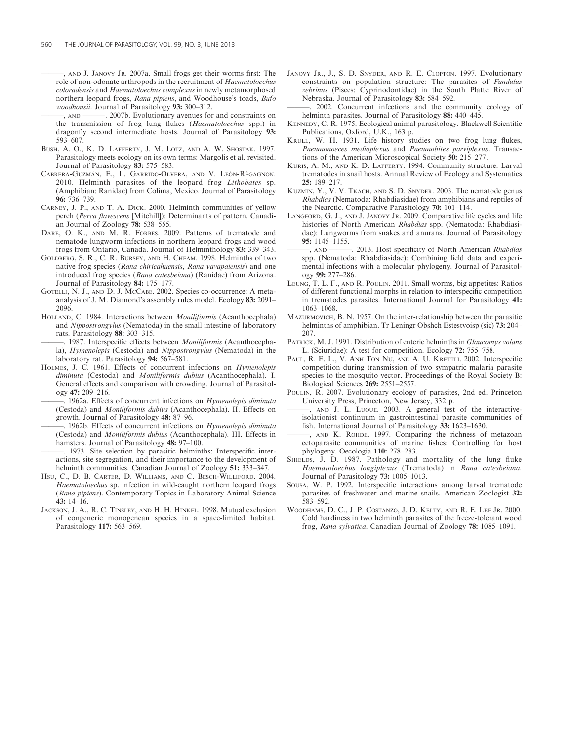———, AND J. JANOVY JR. 2007a. Small frogs get their worms first: The role of non-odonate arthropods in the recruitment of *Haematoloechus coloradensis* and *Haematoloechus complexus* in newly metamorphosed northern leopard frogs, *Rana pipiens*, and Woodhouse's toads, *Bufo woodhousii*. Journal of Parasitology **93:** 300–312.

———, AND ———. 2007b. Evolutionary avenues for and constraints on the transmission of frog lung flukes (*Haematoloechus* spp.) in dragonfly second intermediate hosts. Journal of Parasitology **93:** 593–607.

BUSH, A. O., K. D. LAFFERTY, J. M. LOTZ, AND A. W. SHOSTAK. 1997. Parasitology meets ecology on its own terms: Margolis et al. revisited. Journal of Parasitology **83:** 575–583.

CABRERA-GUZMÁN, E., L. GARRIDO-OLVERA, AND V. LEÓN-RÈGAGNON. 2010. Helminth parasites of the leopard frog *Lithobates* sp. (Amphibian: Ranidae) from Colima, Mexico. Journal of Parasitology **96:** 736–739.

CARNEY, J. P., AND T. A. DICK. 2000. Helminth communities of yellow perch (*Perca flavescens* [Mitchill]): Determinants of pattern. Canadian Journal of Zoology **78:** 538–555.

DARE, O. K., AND M. R. FORBES. 2009. Patterns of trematode and nematode lungworm infections in northern leopard frogs and wood frogs from Ontario, Canada. Journal of Helminthology **83:** 339–343.

GOLDBERG, S. R., C. R. BURSEY, AND H. CHEAM. 1998. Helminths of two native frog species (*Rana chiricahuensis*, *Rana yavapaiensis*) and one introduced frog species (*Rana catesbeiana*) (Ranidae) from Arizona. Journal of Parasitology **84:** 175–177.

GOTELLI, N. J., AND D. J. MCCABE. 2002. Species co-occurrence: A meta-analysis of J. M. Diamond's assembly rules model. Ecology **83:** 2091–2096.

HOLLAND, C. 1984. Interactions between *Moniliformis* (Acanthocephala) and *Nippostrongylus* (Nematoda) in the small intestine of laboratory rats. Parasitology **88:** 303–315.

———. 1987. Interspecific effects between *Moniliformis* (Acanthocephala), *Hymenolepis* (Cestoda) and *Nippostrongylus* (Nematoda) in the laboratory rat. Parasitology **94:** 567–581.

HOLMES, J. C. 1961. Effects of concurrent infections on *Hymenolepis diminuta* (Cestoda) and *Moniliformis dubius* (Acanthocephala). I. General effects and comparison with crowding. Journal of Parasitology **47:** 209–216.

———. 1962a. Effects of concurrent infections on *Hymenolepis diminuta* (Cestoda) and *Moniliformis dubius* (Acanthocephala). II. Effects on growth. Journal of Parasitology **48:** 87–96.

———. 1962b. Effects of concurrent infections on *Hymenolepis diminuta* (Cestoda) and *Moniliformis dubius* (Acanthocephala). III. Effects in hamsters. Journal of Parasitology **48:** 97–100.

———. 1973. Site selection by parasitic helminths: Interspecific interactions, site segregation, and their importance to the development of helminth communities. Canadian Journal of Zoology **51:** 333–347.

HSU, C., D. B. CARTER, D. WILLIAMS, AND C. BESCH-WILLIFORD. 2004. *Haematoloechus* sp. infection in wild-caught northern leopard frogs (*Rana pipiens*). Contemporary Topics in Laboratory Animal Science **43:** 14–16.

JACKSON, J. A., R. C. TINSLEY, AND H. H. HINKEL. 1998. Mutual exclusion of congeneric monogenean species in a space-limited habitat. Parasitology **117:** 563–569.

JANOVY JR., J., S. D. SNYDER, AND R. E. CLOPTON. 1997. Evolutionary constraints on population structure: The parasites of *Fundulus zebrinus* (Pisces: Cyprinodontidae) in the South Platte River of Nebraska. Journal of Parasitology **83:** 584–592.

———. 2002. Concurrent infections and the community ecology of helminth parasites. Journal of Parasitology **88:** 440–445.

KENNEDY, C. R. 1975. Ecological animal parasitology. Blackwell Scientific Publications, Oxford, U.K., 163 p.

KRULL, W. H. 1931. Life history studies on two frog lung flukes, *Pneumonoeces medioplexus* and *Pneumobites parviplexus*. Transactions of the American Microscopical Society **50:** 215–277.

KURIS, A. M., AND K. D. LAFFERTY. 1994. Community structure: Larval trematodes in snail hosts. Annual Review of Ecology and Systematics **25:** 189–217.

KUZMIN, Y., V. V. TKACH, AND S. D. SNYDER. 2003. The nematode genus *Rhabdias* (Nematoda: Rhabdiasidae) from amphibians and reptiles of the Nearctic. Comparative Parasitology **70:** 101–114.

LANGFORD, G. J., AND J. JANOVY JR. 2009. Comparative life cycles and life histories of North American *Rhabdias* spp. (Nematoda: Rhabdiasidae): Lungworms from snakes and anurans. Journal of Parasitology **95:** 1145–1155.

———, AND ———. 2013. Host specificity of North American *Rhabdias* spp. (Nematoda: Rhabdiasidae): Combining field data and experimental infections with a molecular phylogeny. Journal of Parasitology **99:** 277–286.

LEUNG, T. L. F., AND R. POULIN. 2011. Small worms, big appetites: Ratios of different functional morphs in relation to interspecific competition in trematodes parasites. International Journal for Parasitology **41:** 1063–1068.

MAZURMOVICH, B. N. 1957. On the inter-relationship between the parasitic helminths of amphibian. Tr Leningr Obshch Estestvoisp (sic) **73:** 204–207.

PATRICK, M. J. 1991. Distribution of enteric helminths in *Glaucomys volans* L. (Sciuridae): A test for competition. Ecology **72:** 755–758.

PAUL, R. E. L., V. ANH TON NU, AND A. U. KRETTLI. 2002. Interspecific competition during transmission of two sympatric malaria parasite species to the mosquito vector. Proceedings of the Royal Society B: Biological Sciences **269:** 2551–2557.

POULIN, R. 2007. Evolutionary ecology of parasites, 2nd ed. Princeton University Press, Princeton, New Jersey, 332 p.

———, AND J. L. LUQUE. 2003. A general test of the interactive-isolationist continuum in gastrointestinal parasite communities of fish. International Journal of Parasitology **33:** 1623–1630.

———, AND K. ROHDE. 1997. Comparing the richness of metazoan ectoparasite communities of marine fishes: Controlling for host phylogeny. Oecologia **110:** 278–283.

SHIELDS, J. D. 1987. Pathology and mortality of the lung fluke *Haematoloechus longiplexus* (Trematoda) in *Rana catesbeiana*. Journal of Parasitology **73:** 1005–1013.

SOUSA, W. P. 1992. Interspecific interactions among larval trematode parasites of freshwater and marine snails. American Zoologist **32:** 583–592.

WOODHAMS, D. C., J. P. COSTANZO, J. D. KELTY, AND R. E. LEE JR. 2000. Cold hardiness in two helminth parasites of the freeze-tolerant wood frog, *Rana sylvatica*. Canadian Journal of Zoology **78:** 1085–1091.